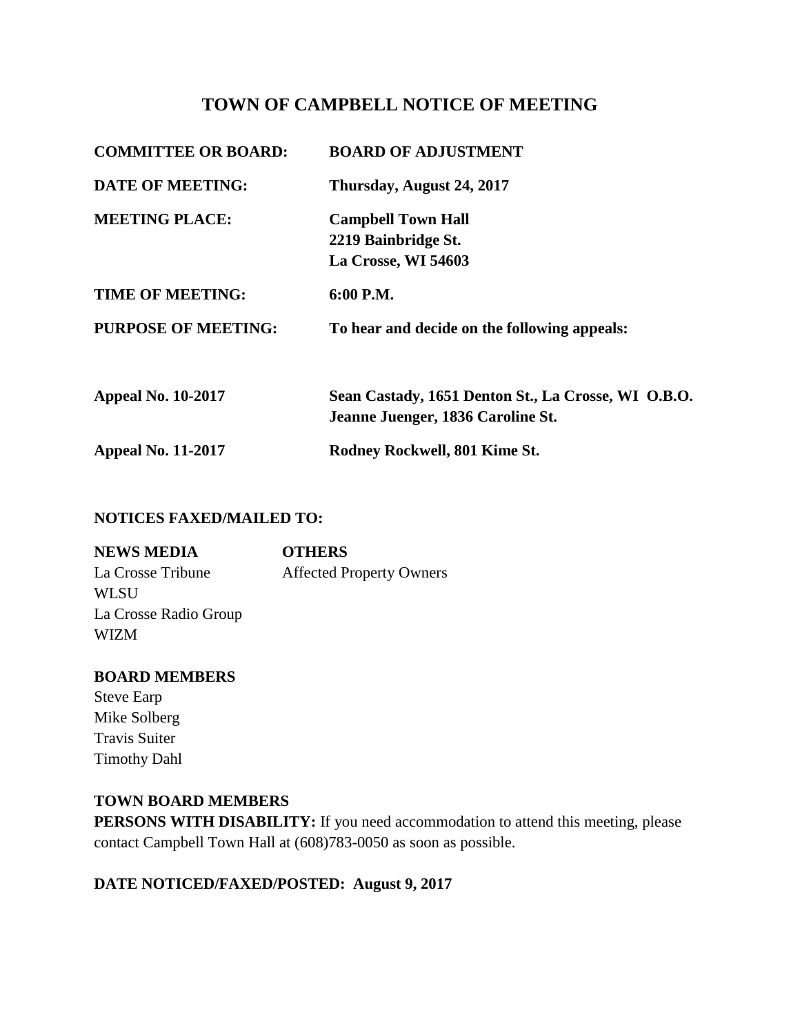# TOWN OF CAMPBELL NOTICE OF MEETING

| | |
|---|---|
| **COMMITTEE OR BOARD:** | **BOARD OF ADJUSTMENT** |
| **DATE OF MEETING:** | **Thursday, August 24, 2017** |
| **MEETING PLACE:** | **Campbell Town Hall**<br>**2219 Bainbridge St.**<br>**La Crosse, WI 54603** |
| **TIME OF MEETING:** | **6:00 P.M.** |
| **PURPOSE OF MEETING:** | **To hear and decide on the following appeals:** |
| **Appeal No. 10-2017** | **Sean Castady, 1651 Denton St., La Crosse, WI O.B.O. Jeanne Juenger, 1836 Caroline St.** |
| **Appeal No. 11-2017** | **Rodney Rockwell, 801 Kime St.** |

**NOTICES FAXED/MAILED TO:**

| **NEWS MEDIA** | **OTHERS** |
|---|---|
| La Crosse Tribune | Affected Property Owners |
| WLSU | |
| La Crosse Radio Group | |
| WIZM | |

**BOARD MEMBERS**

Steve Earp
Mike Solberg
Travis Suiter
Timothy Dahl

**TOWN BOARD MEMBERS**

**PERSONS WITH DISABILITY:** If you need accommodation to attend this meeting, please contact Campbell Town Hall at (608)783-0050 as soon as possible.

**DATE NOTICED/FAXED/POSTED: August 9, 2017**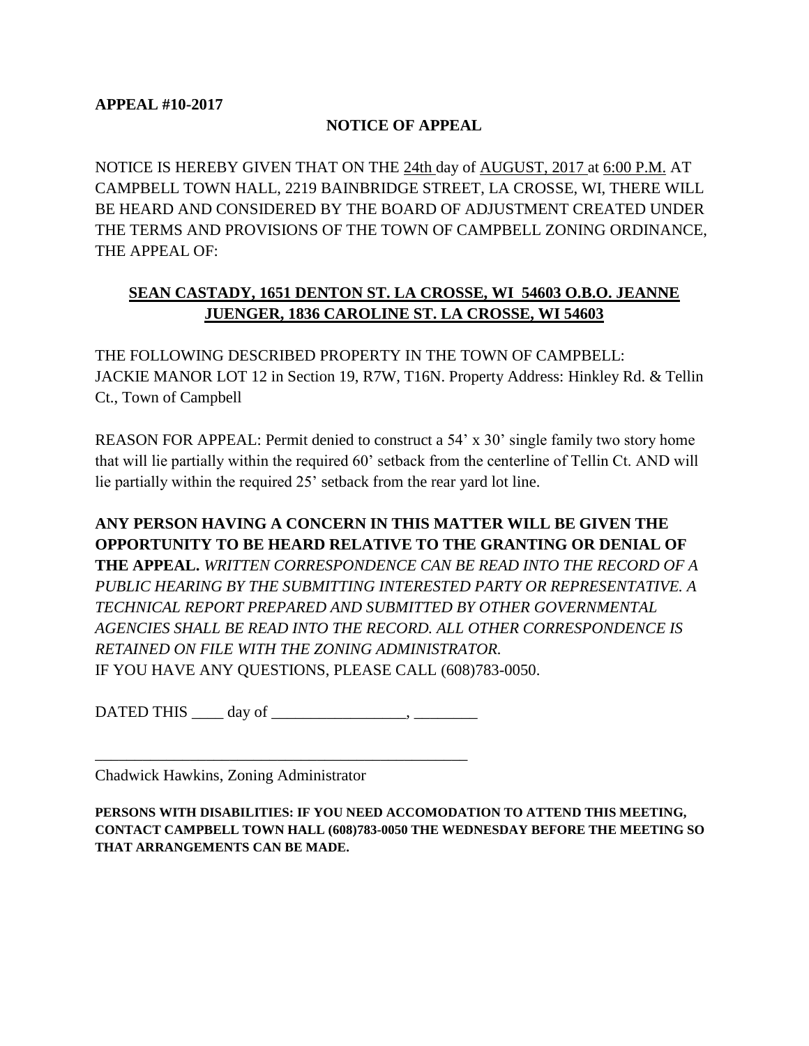**APPEAL #10-2017**

**NOTICE OF APPEAL**

NOTICE IS HEREBY GIVEN THAT ON THE 24th day of AUGUST, 2017 at 6:00 P.M. AT CAMPBELL TOWN HALL, 2219 BAINBRIDGE STREET, LA CROSSE, WI, THERE WILL BE HEARD AND CONSIDERED BY THE BOARD OF ADJUSTMENT CREATED UNDER THE TERMS AND PROVISIONS OF THE TOWN OF CAMPBELL ZONING ORDINANCE, THE APPEAL OF:

**SEAN CASTADY, 1651 DENTON ST. LA CROSSE, WI 54603 O.B.O. JEANNE JUENGER, 1836 CAROLINE ST. LA CROSSE, WI 54603**

THE FOLLOWING DESCRIBED PROPERTY IN THE TOWN OF CAMPBELL: JACKIE MANOR LOT 12 in Section 19, R7W, T16N. Property Address: Hinkley Rd. & Tellin Ct., Town of Campbell

REASON FOR APPEAL: Permit denied to construct a 54' x 30' single family two story home that will lie partially within the required 60' setback from the centerline of Tellin Ct. AND will lie partially within the required 25' setback from the rear yard lot line.

**ANY PERSON HAVING A CONCERN IN THIS MATTER WILL BE GIVEN THE OPPORTUNITY TO BE HEARD RELATIVE TO THE GRANTING OR DENIAL OF THE APPEAL.** *WRITTEN CORRESPONDENCE CAN BE READ INTO THE RECORD OF A PUBLIC HEARING BY THE SUBMITTING INTERESTED PARTY OR REPRESENTATIVE. A TECHNICAL REPORT PREPARED AND SUBMITTED BY OTHER GOVERNMENTAL AGENCIES SHALL BE READ INTO THE RECORD. ALL OTHER CORRESPONDENCE IS RETAINED ON FILE WITH THE ZONING ADMINISTRATOR.*
IF YOU HAVE ANY QUESTIONS, PLEASE CALL (608)783-0050.

DATED THIS ____ day of _________________, ________

_________________________________________________
Chadwick Hawkins, Zoning Administrator

**PERSONS WITH DISABILITIES: IF YOU NEED ACCOMODATION TO ATTEND THIS MEETING, CONTACT CAMPBELL TOWN HALL (608)783-0050 THE WEDNESDAY BEFORE THE MEETING SO THAT ARRANGEMENTS CAN BE MADE.**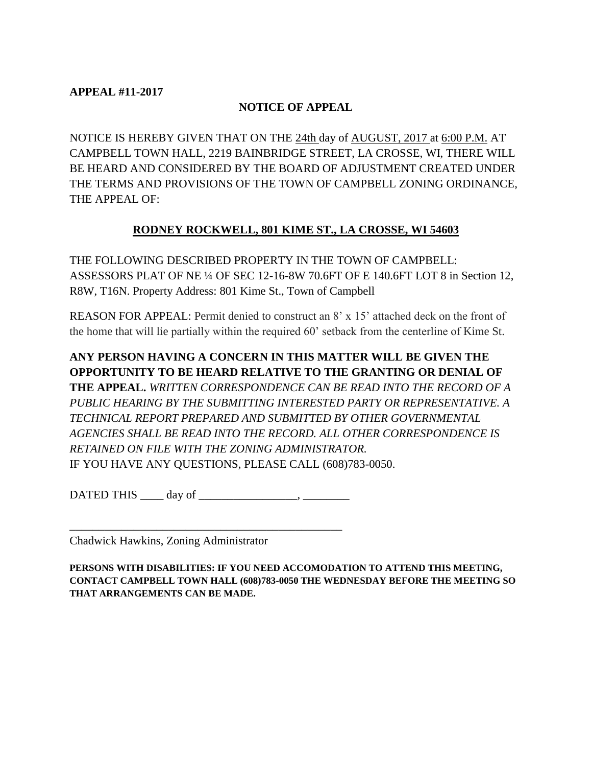**APPEAL #11-2017**

**NOTICE OF APPEAL**

NOTICE IS HEREBY GIVEN THAT ON THE 24th day of AUGUST, 2017 at 6:00 P.M. AT CAMPBELL TOWN HALL, 2219 BAINBRIDGE STREET, LA CROSSE, WI, THERE WILL BE HEARD AND CONSIDERED BY THE BOARD OF ADJUSTMENT CREATED UNDER THE TERMS AND PROVISIONS OF THE TOWN OF CAMPBELL ZONING ORDINANCE, THE APPEAL OF:

**RODNEY ROCKWELL, 801 KIME ST., LA CROSSE, WI 54603**

THE FOLLOWING DESCRIBED PROPERTY IN THE TOWN OF CAMPBELL: ASSESSORS PLAT OF NE ¼ OF SEC 12-16-8W 70.6FT OF E 140.6FT LOT 8 in Section 12, R8W, T16N. Property Address: 801 Kime St., Town of Campbell

REASON FOR APPEAL: Permit denied to construct an 8' x 15' attached deck on the front of the home that will lie partially within the required 60' setback from the centerline of Kime St.

**ANY PERSON HAVING A CONCERN IN THIS MATTER WILL BE GIVEN THE OPPORTUNITY TO BE HEARD RELATIVE TO THE GRANTING OR DENIAL OF THE APPEAL.** *WRITTEN CORRESPONDENCE CAN BE READ INTO THE RECORD OF A PUBLIC HEARING BY THE SUBMITTING INTERESTED PARTY OR REPRESENTATIVE. A TECHNICAL REPORT PREPARED AND SUBMITTED BY OTHER GOVERNMENTAL AGENCIES SHALL BE READ INTO THE RECORD. ALL OTHER CORRESPONDENCE IS RETAINED ON FILE WITH THE ZONING ADMINISTRATOR.*
IF YOU HAVE ANY QUESTIONS, PLEASE CALL (608)783-0050.

DATED THIS ____ day of _________________, ________

_________________________________________________
Chadwick Hawkins, Zoning Administrator

**PERSONS WITH DISABILITIES: IF YOU NEED ACCOMODATION TO ATTEND THIS MEETING, CONTACT CAMPBELL TOWN HALL (608)783-0050 THE WEDNESDAY BEFORE THE MEETING SO THAT ARRANGEMENTS CAN BE MADE.**